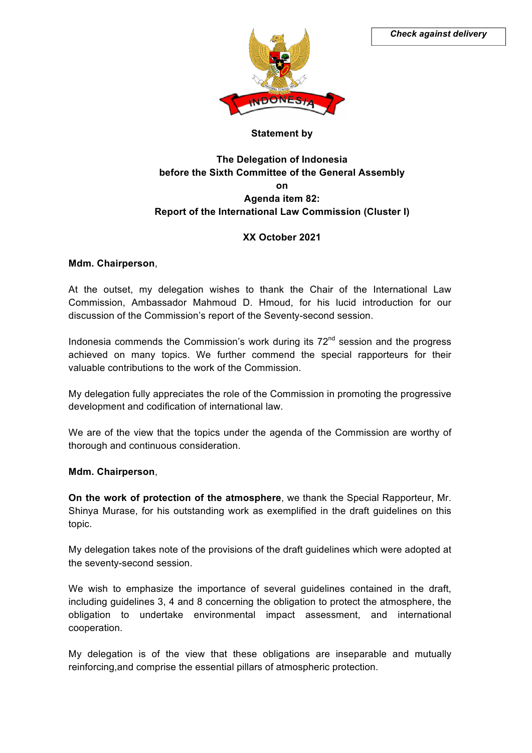***Check against delivery***

**Statement by**

**The Delegation of Indonesia**
**before the Sixth Committee of the General Assembly**
**on**
**Agenda item 82:**
**Report of the International Law Commission (Cluster I)**

**XX October 2021**

**Mdm. Chairperson**,

At the outset, my delegation wishes to thank the Chair of the International Law Commission, Ambassador Mahmoud D. Hmoud, for his lucid introduction for our discussion of the Commission's report of the Seventy-second session.

Indonesia commends the Commission's work during its 72nd session and the progress achieved on many topics. We further commend the special rapporteurs for their valuable contributions to the work of the Commission.

My delegation fully appreciates the role of the Commission in promoting the progressive development and codification of international law.

We are of the view that the topics under the agenda of the Commission are worthy of thorough and continuous consideration.

**Mdm. Chairperson**,

**On the work of protection of the atmosphere**, we thank the Special Rapporteur, Mr. Shinya Murase, for his outstanding work as exemplified in the draft guidelines on this topic.

My delegation takes note of the provisions of the draft guidelines which were adopted at the seventy-second session.

We wish to emphasize the importance of several guidelines contained in the draft, including guidelines 3, 4 and 8 concerning the obligation to protect the atmosphere, the obligation to undertake environmental impact assessment, and international cooperation.

My delegation is of the view that these obligations are inseparable and mutually reinforcing,and comprise the essential pillars of atmospheric protection.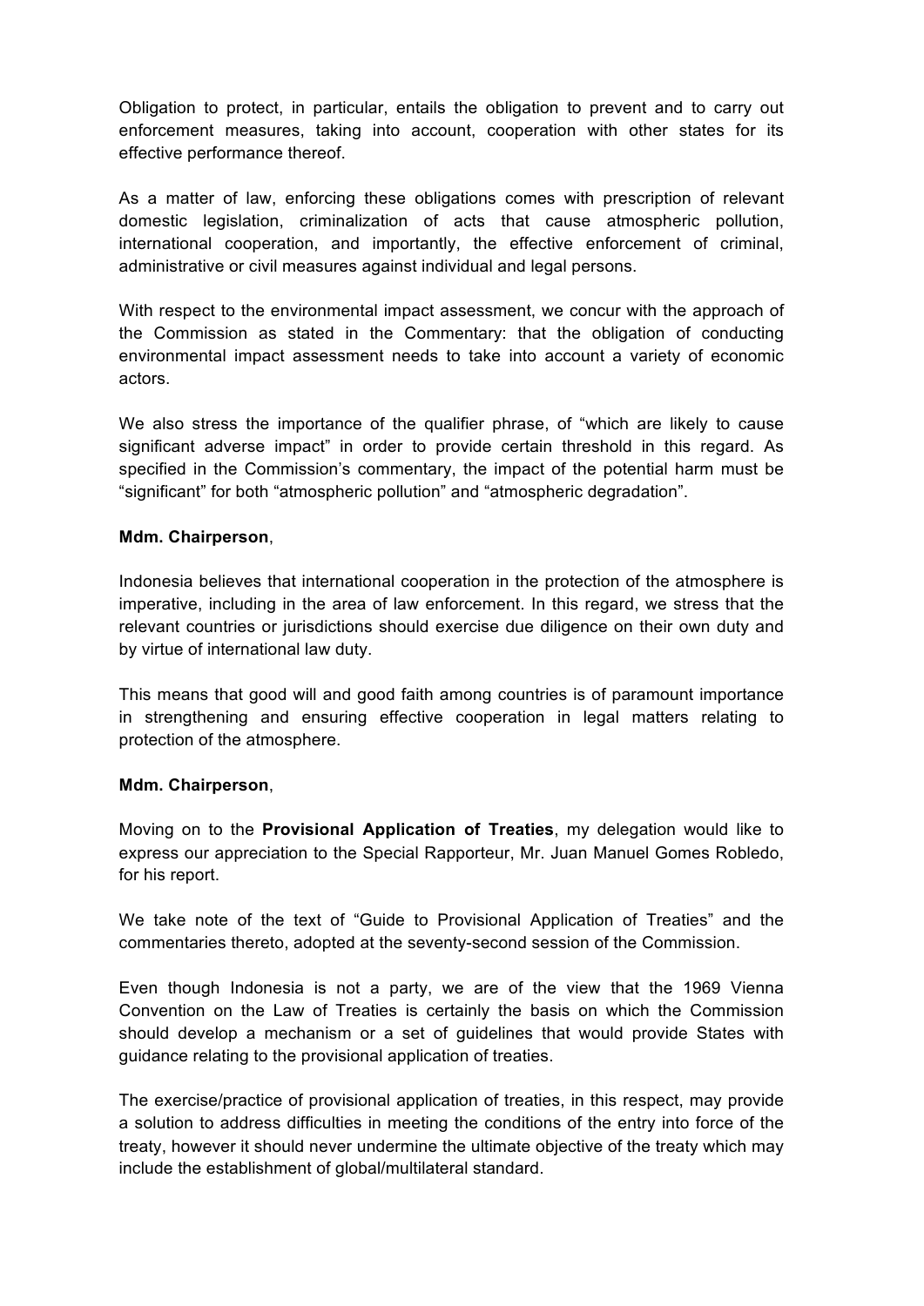Obligation to protect, in particular, entails the obligation to prevent and to carry out enforcement measures, taking into account, cooperation with other states for its effective performance thereof.

As a matter of law, enforcing these obligations comes with prescription of relevant domestic legislation, criminalization of acts that cause atmospheric pollution, international cooperation, and importantly, the effective enforcement of criminal, administrative or civil measures against individual and legal persons.

With respect to the environmental impact assessment, we concur with the approach of the Commission as stated in the Commentary: that the obligation of conducting environmental impact assessment needs to take into account a variety of economic actors.

We also stress the importance of the qualifier phrase, of "which are likely to cause significant adverse impact" in order to provide certain threshold in this regard. As specified in the Commission's commentary, the impact of the potential harm must be "significant" for both "atmospheric pollution" and "atmospheric degradation".

**Mdm. Chairperson**,

Indonesia believes that international cooperation in the protection of the atmosphere is imperative, including in the area of law enforcement. In this regard, we stress that the relevant countries or jurisdictions should exercise due diligence on their own duty and by virtue of international law duty.

This means that good will and good faith among countries is of paramount importance in strengthening and ensuring effective cooperation in legal matters relating to protection of the atmosphere.

**Mdm. Chairperson**,

Moving on to the **Provisional Application of Treaties**, my delegation would like to express our appreciation to the Special Rapporteur, Mr. Juan Manuel Gomes Robledo, for his report.

We take note of the text of "Guide to Provisional Application of Treaties" and the commentaries thereto, adopted at the seventy-second session of the Commission.

Even though Indonesia is not a party, we are of the view that the 1969 Vienna Convention on the Law of Treaties is certainly the basis on which the Commission should develop a mechanism or a set of guidelines that would provide States with guidance relating to the provisional application of treaties.

The exercise/practice of provisional application of treaties, in this respect, may provide a solution to address difficulties in meeting the conditions of the entry into force of the treaty, however it should never undermine the ultimate objective of the treaty which may include the establishment of global/multilateral standard.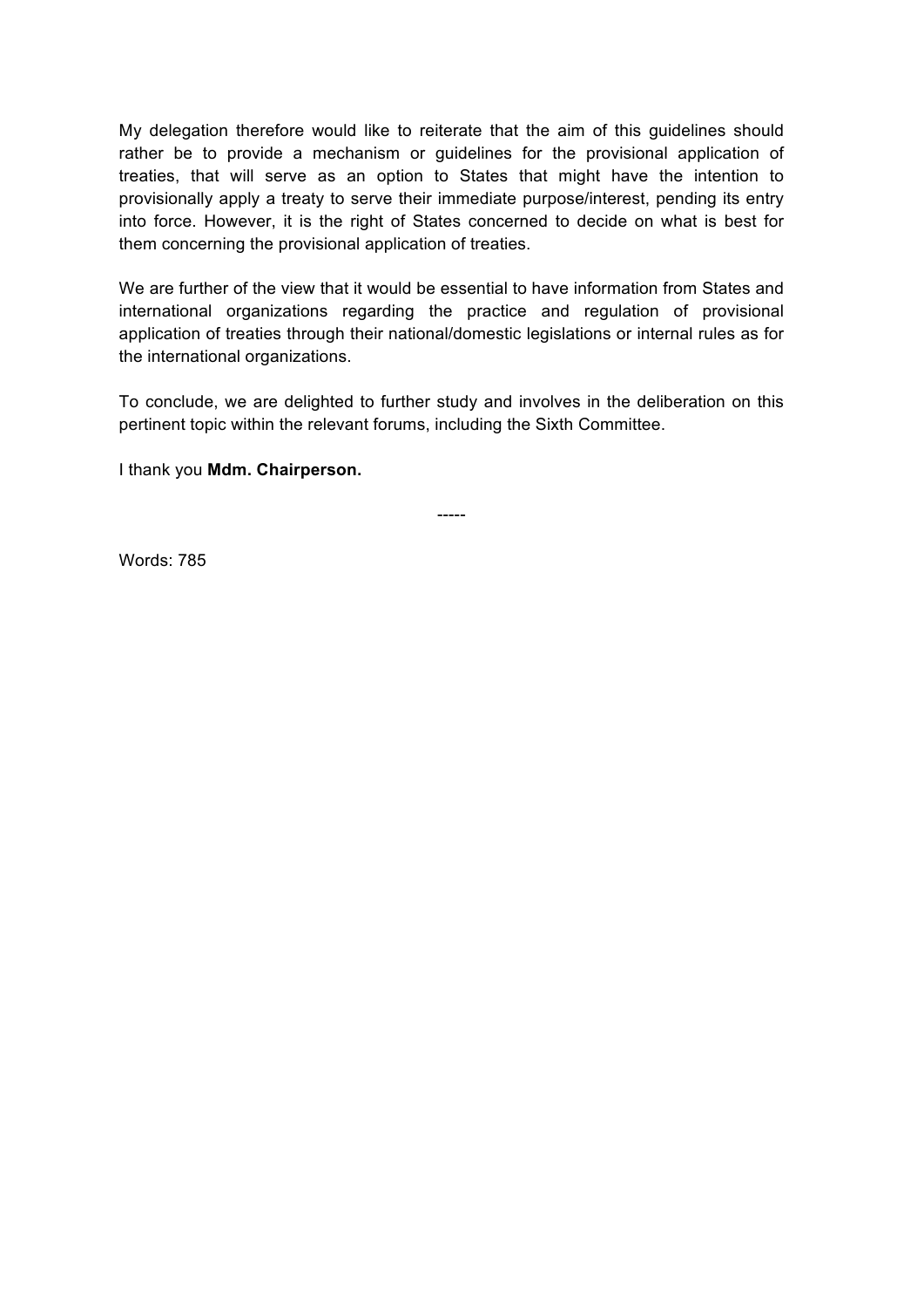My delegation therefore would like to reiterate that the aim of this guidelines should rather be to provide a mechanism or guidelines for the provisional application of treaties, that will serve as an option to States that might have the intention to provisionally apply a treaty to serve their immediate purpose/interest, pending its entry into force. However, it is the right of States concerned to decide on what is best for them concerning the provisional application of treaties.

We are further of the view that it would be essential to have information from States and international organizations regarding the practice and regulation of provisional application of treaties through their national/domestic legislations or internal rules as for the international organizations.

To conclude, we are delighted to further study and involves in the deliberation on this pertinent topic within the relevant forums, including the Sixth Committee.

I thank you **Mdm. Chairperson.**

-----

Words: 785